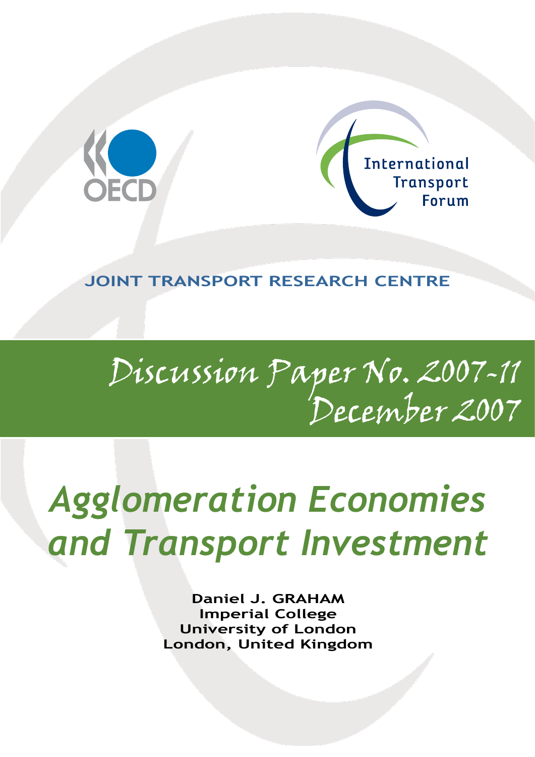OECD

International Transport Forum

JOINT TRANSPORT RESEARCH CENTRE

Discussion Paper No. 2007-11
December 2007

# *Agglomeration Economies and Transport Investment*

**Daniel J. GRAHAM**
**Imperial College**
**University of London**
**London, United Kingdom**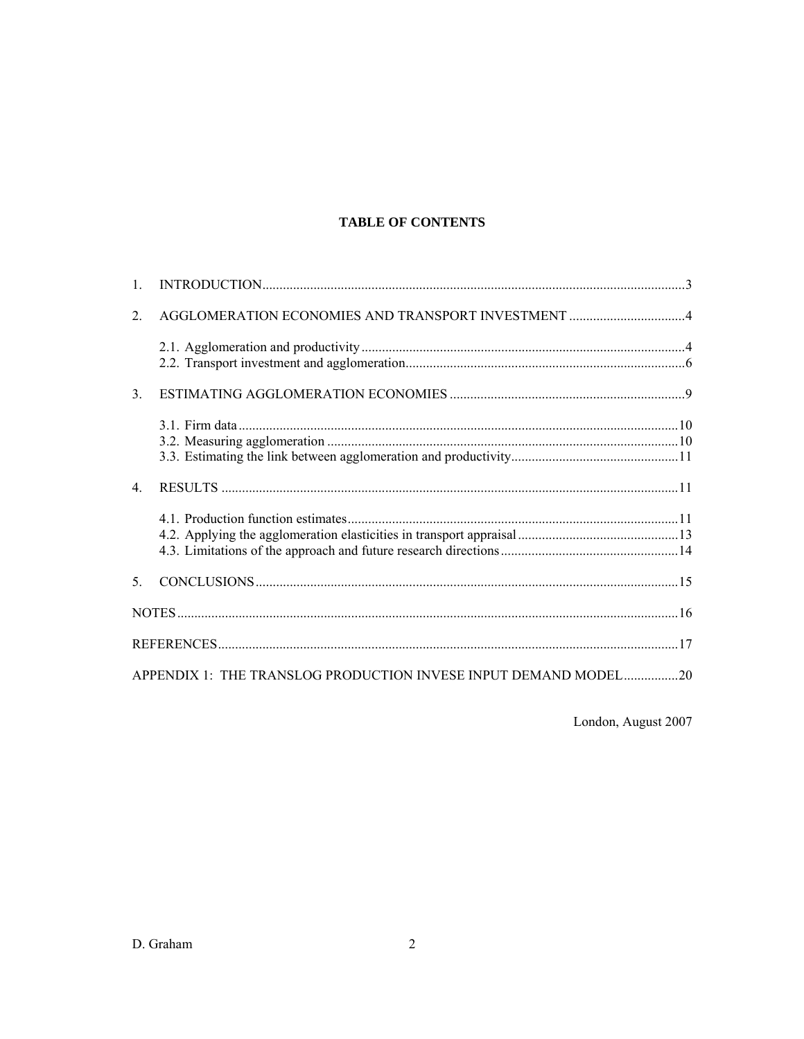**TABLE OF CONTENTS**

1. INTRODUCTION ........ 3
2. AGGLOMERATION ECONOMIES AND TRANSPORT INVESTMENT ........ 4
   - 2.1. Agglomeration and productivity ........ 4
   - 2.2. Transport investment and agglomeration ........ 6
3. ESTIMATING AGGLOMERATION ECONOMIES ........ 9
   - 3.1. Firm data ........ 10
   - 3.2. Measuring agglomeration ........ 10
   - 3.3. Estimating the link between agglomeration and productivity ........ 11
4. RESULTS ........ 11
   - 4.1. Production function estimates ........ 11
   - 4.2. Applying the agglomeration elasticities in transport appraisal ........ 13
   - 4.3. Limitations of the approach and future research directions ........ 14
5. CONCLUSIONS ........ 15

NOTES ........ 16

REFERENCES ........ 17

APPENDIX 1: THE TRANSLOG PRODUCTION INVESE INPUT DEMAND MODEL ........ 20

London, August 2007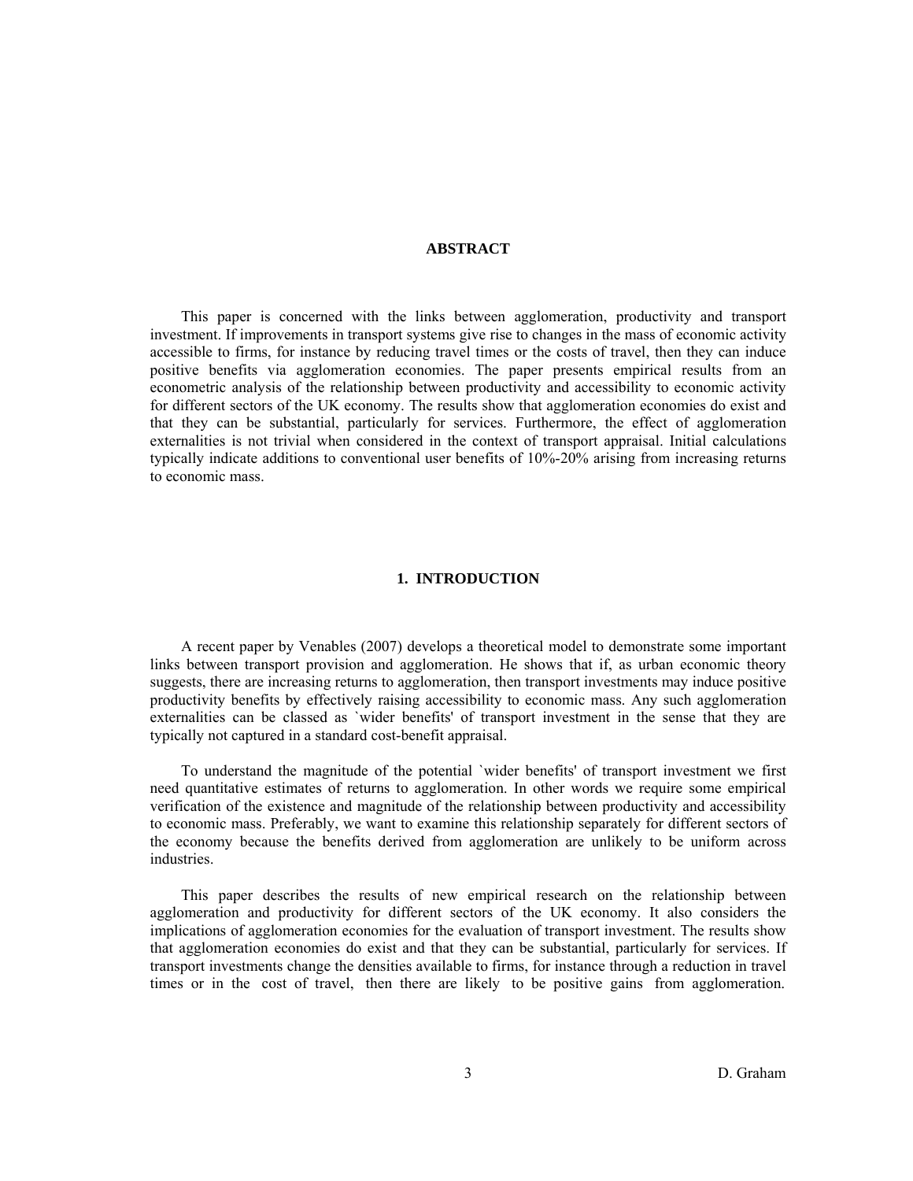## ABSTRACT

This paper is concerned with the links between agglomeration, productivity and transport investment. If improvements in transport systems give rise to changes in the mass of economic activity accessible to firms, for instance by reducing travel times or the costs of travel, then they can induce positive benefits via agglomeration economies. The paper presents empirical results from an econometric analysis of the relationship between productivity and accessibility to economic activity for different sectors of the UK economy. The results show that agglomeration economies do exist and that they can be substantial, particularly for services. Furthermore, the effect of agglomeration externalities is not trivial when considered in the context of transport appraisal. Initial calculations typically indicate additions to conventional user benefits of 10%-20% arising from increasing returns to economic mass.

## 1. INTRODUCTION

A recent paper by Venables (2007) develops a theoretical model to demonstrate some important links between transport provision and agglomeration. He shows that if, as urban economic theory suggests, there are increasing returns to agglomeration, then transport investments may induce positive productivity benefits by effectively raising accessibility to economic mass. Any such agglomeration externalities can be classed as `wider benefits' of transport investment in the sense that they are typically not captured in a standard cost-benefit appraisal.

To understand the magnitude of the potential `wider benefits' of transport investment we first need quantitative estimates of returns to agglomeration. In other words we require some empirical verification of the existence and magnitude of the relationship between productivity and accessibility to economic mass. Preferably, we want to examine this relationship separately for different sectors of the economy because the benefits derived from agglomeration are unlikely to be uniform across industries.

This paper describes the results of new empirical research on the relationship between agglomeration and productivity for different sectors of the UK economy. It also considers the implications of agglomeration economies for the evaluation of transport investment. The results show that agglomeration economies do exist and that they can be substantial, particularly for services. If transport investments change the densities available to firms, for instance through a reduction in travel times or in the cost of travel, then there are likely to be positive gains from agglomeration.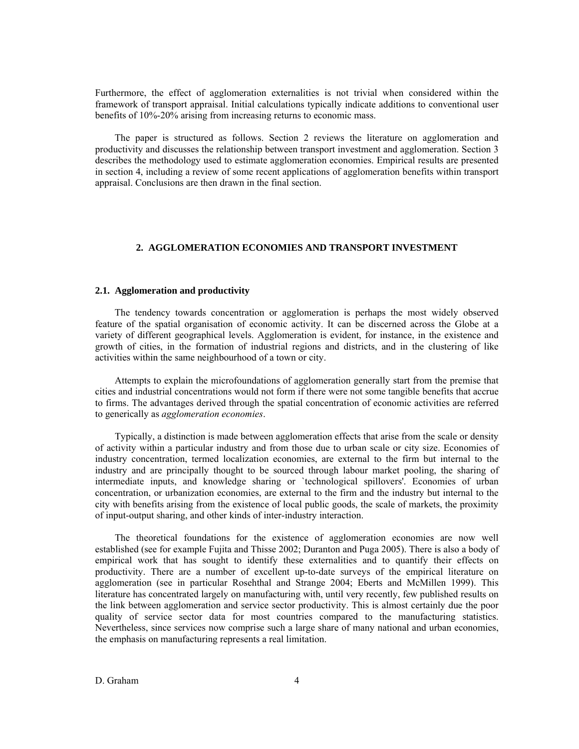Furthermore, the effect of agglomeration externalities is not trivial when considered within the framework of transport appraisal. Initial calculations typically indicate additions to conventional user benefits of 10%-20% arising from increasing returns to economic mass.

The paper is structured as follows. Section 2 reviews the literature on agglomeration and productivity and discusses the relationship between transport investment and agglomeration. Section 3 describes the methodology used to estimate agglomeration economies. Empirical results are presented in section 4, including a review of some recent applications of agglomeration benefits within transport appraisal. Conclusions are then drawn in the final section.

## 2. AGGLOMERATION ECONOMIES AND TRANSPORT INVESTMENT

### 2.1. Agglomeration and productivity

The tendency towards concentration or agglomeration is perhaps the most widely observed feature of the spatial organisation of economic activity. It can be discerned across the Globe at a variety of different geographical levels. Agglomeration is evident, for instance, in the existence and growth of cities, in the formation of industrial regions and districts, and in the clustering of like activities within the same neighbourhood of a town or city.

Attempts to explain the microfoundations of agglomeration generally start from the premise that cities and industrial concentrations would not form if there were not some tangible benefits that accrue to firms. The advantages derived through the spatial concentration of economic activities are referred to generically as *agglomeration economies*.

Typically, a distinction is made between agglomeration effects that arise from the scale or density of activity within a particular industry and from those due to urban scale or city size. Economies of industry concentration, termed localization economies, are external to the firm but internal to the industry and are principally thought to be sourced through labour market pooling, the sharing of intermediate inputs, and knowledge sharing or `technological spillovers'. Economies of urban concentration, or urbanization economies, are external to the firm and the industry but internal to the city with benefits arising from the existence of local public goods, the scale of markets, the proximity of input-output sharing, and other kinds of inter-industry interaction.

The theoretical foundations for the existence of agglomeration economies are now well established (see for example Fujita and Thisse 2002; Duranton and Puga 2005). There is also a body of empirical work that has sought to identify these externalities and to quantify their effects on productivity. There are a number of excellent up-to-date surveys of the empirical literature on agglomeration (see in particular Rosehthal and Strange 2004; Eberts and McMillen 1999). This literature has concentrated largely on manufacturing with, until very recently, few published results on the link between agglomeration and service sector productivity. This is almost certainly due the poor quality of service sector data for most countries compared to the manufacturing statistics. Nevertheless, since services now comprise such a large share of many national and urban economies, the emphasis on manufacturing represents a real limitation.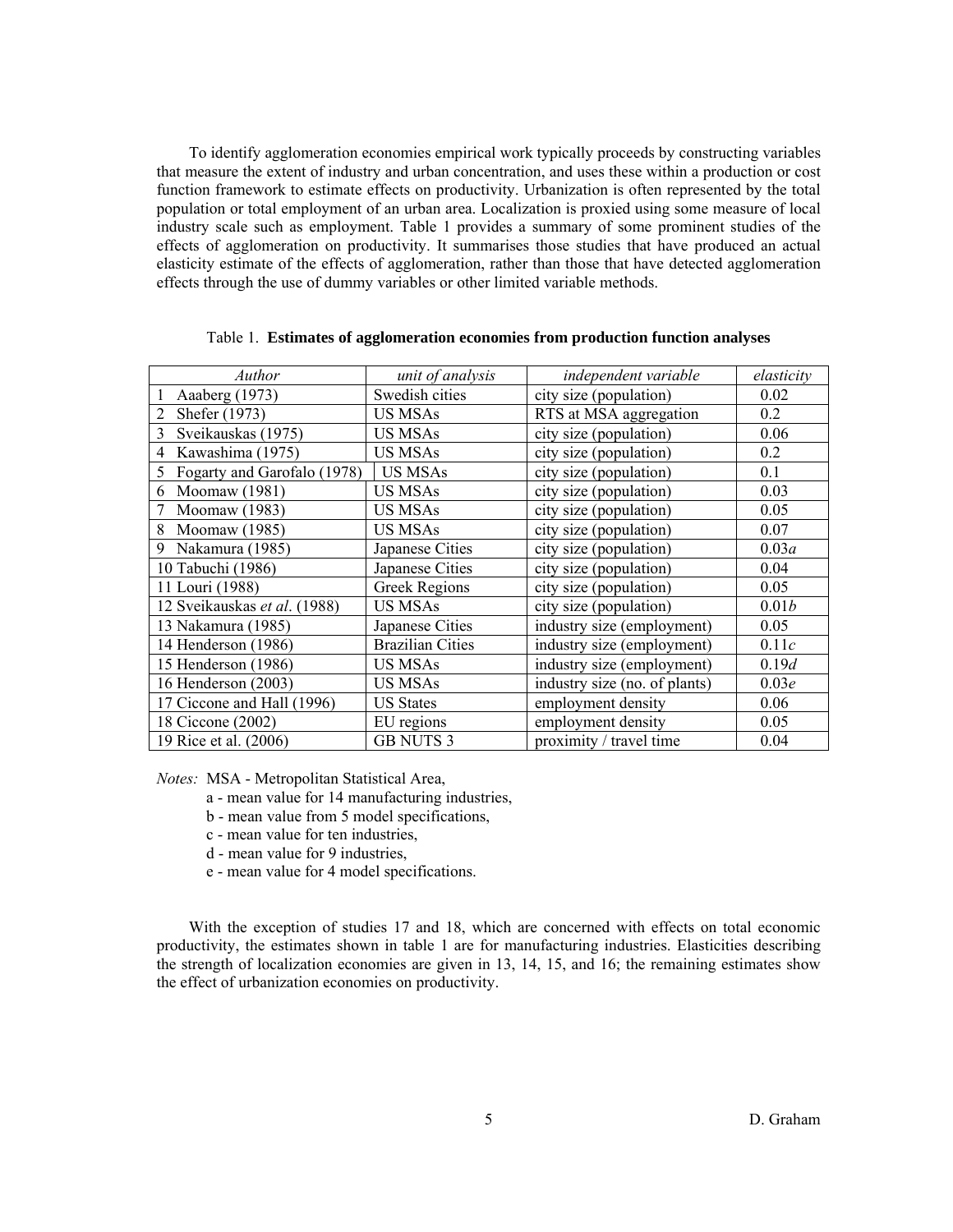To identify agglomeration economies empirical work typically proceeds by constructing variables that measure the extent of industry and urban concentration, and uses these within a production or cost function framework to estimate effects on productivity. Urbanization is often represented by the total population or total employment of an urban area. Localization is proxied using some measure of local industry scale such as employment. Table 1 provides a summary of some prominent studies of the effects of agglomeration on productivity. It summarises those studies that have produced an actual elasticity estimate of the effects of agglomeration, rather than those that have detected agglomeration effects through the use of dummy variables or other limited variable methods.

Table 1. **Estimates of agglomeration economies from production function analyses**

| *Author* | *unit of analysis* | *independent variable* | *elasticity* |
|---|---|---|---|
| 1 Aaaberg (1973) | Swedish cities | city size (population) | 0.02 |
| 2 Shefer (1973) | US MSAs | RTS at MSA aggregation | 0.2 |
| 3 Sveikauskas (1975) | US MSAs | city size (population) | 0.06 |
| 4 Kawashima (1975) | US MSAs | city size (population) | 0.2 |
| 5 Fogarty and Garofalo (1978) | US MSAs | city size (population) | 0.1 |
| 6 Moomaw (1981) | US MSAs | city size (population) | 0.03 |
| 7 Moomaw (1983) | US MSAs | city size (population) | 0.05 |
| 8 Moomaw (1985) | US MSAs | city size (population) | 0.07 |
| 9 Nakamura (1985) | Japanese Cities | city size (population) | 0.03*a* |
| 10 Tabuchi (1986) | Japanese Cities | city size (population) | 0.04 |
| 11 Louri (1988) | Greek Regions | city size (population) | 0.05 |
| 12 Sveikauskas *et al*. (1988) | US MSAs | city size (population) | 0.01*b* |
| 13 Nakamura (1985) | Japanese Cities | industry size (employment) | 0.05 |
| 14 Henderson (1986) | Brazilian Cities | industry size (employment) | 0.11*c* |
| 15 Henderson (1986) | US MSAs | industry size (employment) | 0.19*d* |
| 16 Henderson (2003) | US MSAs | industry size (no. of plants) | 0.03*e* |
| 17 Ciccone and Hall (1996) | US States | employment density | 0.06 |
| 18 Ciccone (2002) | EU regions | employment density | 0.05 |
| 19 Rice et al. (2006) | GB NUTS 3 | proximity / travel time | 0.04 |

*Notes:* MSA - Metropolitan Statistical Area,

a - mean value for 14 manufacturing industries,

b - mean value from 5 model specifications,

c - mean value for ten industries,

d - mean value for 9 industries,

e - mean value for 4 model specifications.

With the exception of studies 17 and 18, which are concerned with effects on total economic productivity, the estimates shown in table 1 are for manufacturing industries. Elasticities describing the strength of localization economies are given in 13, 14, 15, and 16; the remaining estimates show the effect of urbanization economies on productivity.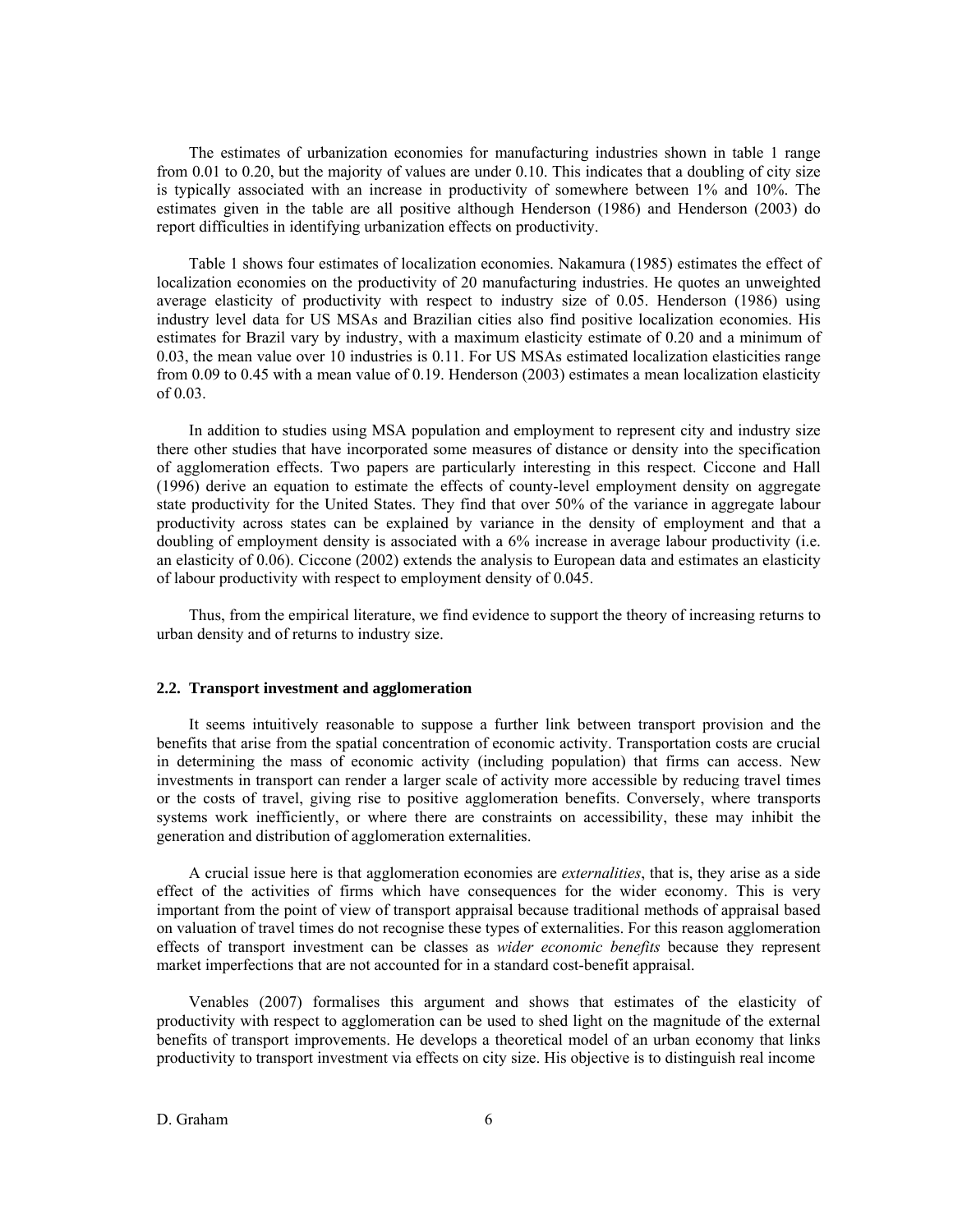The estimates of urbanization economies for manufacturing industries shown in table 1 range from 0.01 to 0.20, but the majority of values are under 0.10. This indicates that a doubling of city size is typically associated with an increase in productivity of somewhere between 1% and 10%. The estimates given in the table are all positive although Henderson (1986) and Henderson (2003) do report difficulties in identifying urbanization effects on productivity.

Table 1 shows four estimates of localization economies. Nakamura (1985) estimates the effect of localization economies on the productivity of 20 manufacturing industries. He quotes an unweighted average elasticity of productivity with respect to industry size of 0.05. Henderson (1986) using industry level data for US MSAs and Brazilian cities also find positive localization economies. His estimates for Brazil vary by industry, with a maximum elasticity estimate of 0.20 and a minimum of 0.03, the mean value over 10 industries is 0.11. For US MSAs estimated localization elasticities range from 0.09 to 0.45 with a mean value of 0.19. Henderson (2003) estimates a mean localization elasticity of 0.03.

In addition to studies using MSA population and employment to represent city and industry size there other studies that have incorporated some measures of distance or density into the specification of agglomeration effects. Two papers are particularly interesting in this respect. Ciccone and Hall (1996) derive an equation to estimate the effects of county-level employment density on aggregate state productivity for the United States. They find that over 50% of the variance in aggregate labour productivity across states can be explained by variance in the density of employment and that a doubling of employment density is associated with a 6% increase in average labour productivity (i.e. an elasticity of 0.06). Ciccone (2002) extends the analysis to European data and estimates an elasticity of labour productivity with respect to employment density of 0.045.

Thus, from the empirical literature, we find evidence to support the theory of increasing returns to urban density and of returns to industry size.

### 2.2. Transport investment and agglomeration

It seems intuitively reasonable to suppose a further link between transport provision and the benefits that arise from the spatial concentration of economic activity. Transportation costs are crucial in determining the mass of economic activity (including population) that firms can access. New investments in transport can render a larger scale of activity more accessible by reducing travel times or the costs of travel, giving rise to positive agglomeration benefits. Conversely, where transports systems work inefficiently, or where there are constraints on accessibility, these may inhibit the generation and distribution of agglomeration externalities.

A crucial issue here is that agglomeration economies are *externalities*, that is, they arise as a side effect of the activities of firms which have consequences for the wider economy. This is very important from the point of view of transport appraisal because traditional methods of appraisal based on valuation of travel times do not recognise these types of externalities. For this reason agglomeration effects of transport investment can be classes as *wider economic benefits* because they represent market imperfections that are not accounted for in a standard cost-benefit appraisal.

Venables (2007) formalises this argument and shows that estimates of the elasticity of productivity with respect to agglomeration can be used to shed light on the magnitude of the external benefits of transport improvements. He develops a theoretical model of an urban economy that links productivity to transport investment via effects on city size. His objective is to distinguish real income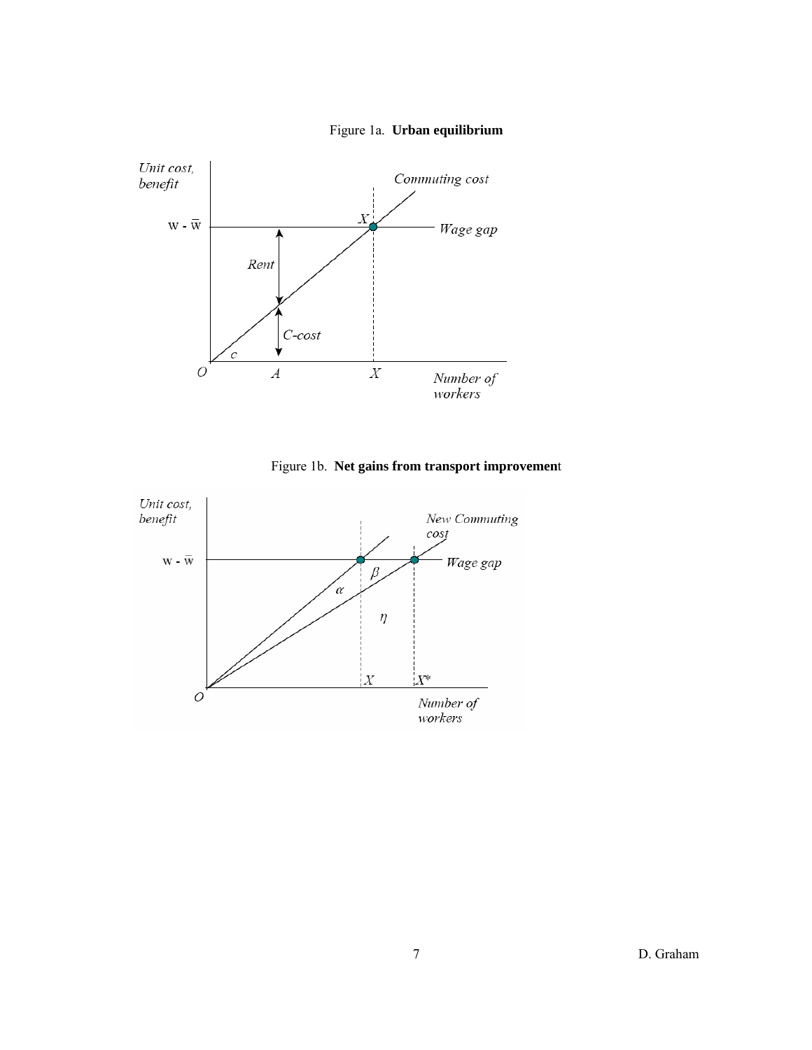Figure 1a. **Urban equilibrium**

Figure 1b. **Net gains from transport improvement**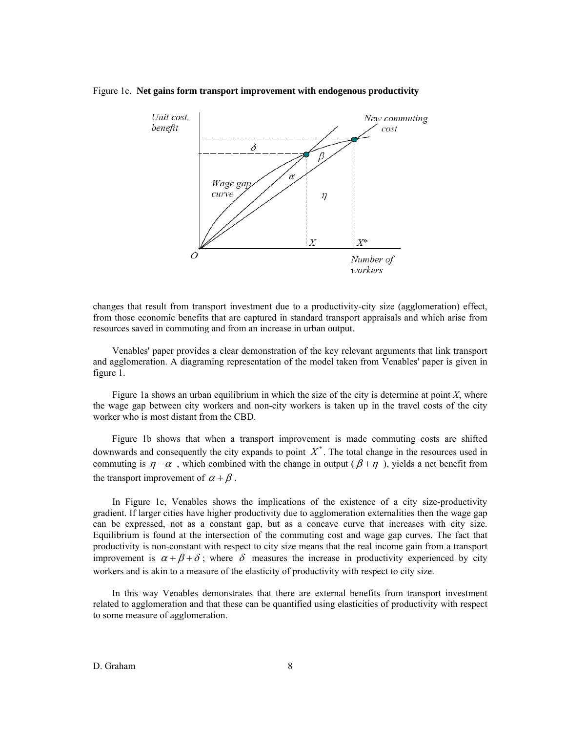Figure 1c. **Net gains form transport improvement with endogenous productivity**

changes that result from transport investment due to a productivity-city size (agglomeration) effect, from those economic benefits that are captured in standard transport appraisals and which arise from resources saved in commuting and from an increase in urban output.

Venables' paper provides a clear demonstration of the key relevant arguments that link transport and agglomeration. A diagraming representation of the model taken from Venables' paper is given in figure 1.

Figure 1a shows an urban equilibrium in which the size of the city is determine at point *X*, where the wage gap between city workers and non-city workers is taken up in the travel costs of the city worker who is most distant from the CBD.

Figure 1b shows that when a transport improvement is made commuting costs are shifted downwards and consequently the city expands to point $X^*$. The total change in the resources used in commuting is $\eta - \alpha$, which combined with the change in output ($\beta + \eta$), yields a net benefit from the transport improvement of $\alpha + \beta$.

In Figure 1c, Venables shows the implications of the existence of a city size-productivity gradient. If larger cities have higher productivity due to agglomeration externalities then the wage gap can be expressed, not as a constant gap, but as a concave curve that increases with city size. Equilibrium is found at the intersection of the commuting cost and wage gap curves. The fact that productivity is non-constant with respect to city size means that the real income gain from a transport improvement is $\alpha + \beta + \delta$; where $\delta$ measures the increase in productivity experienced by city workers and is akin to a measure of the elasticity of productivity with respect to city size.

In this way Venables demonstrates that there are external benefits from transport investment related to agglomeration and that these can be quantified using elasticities of productivity with respect to some measure of agglomeration.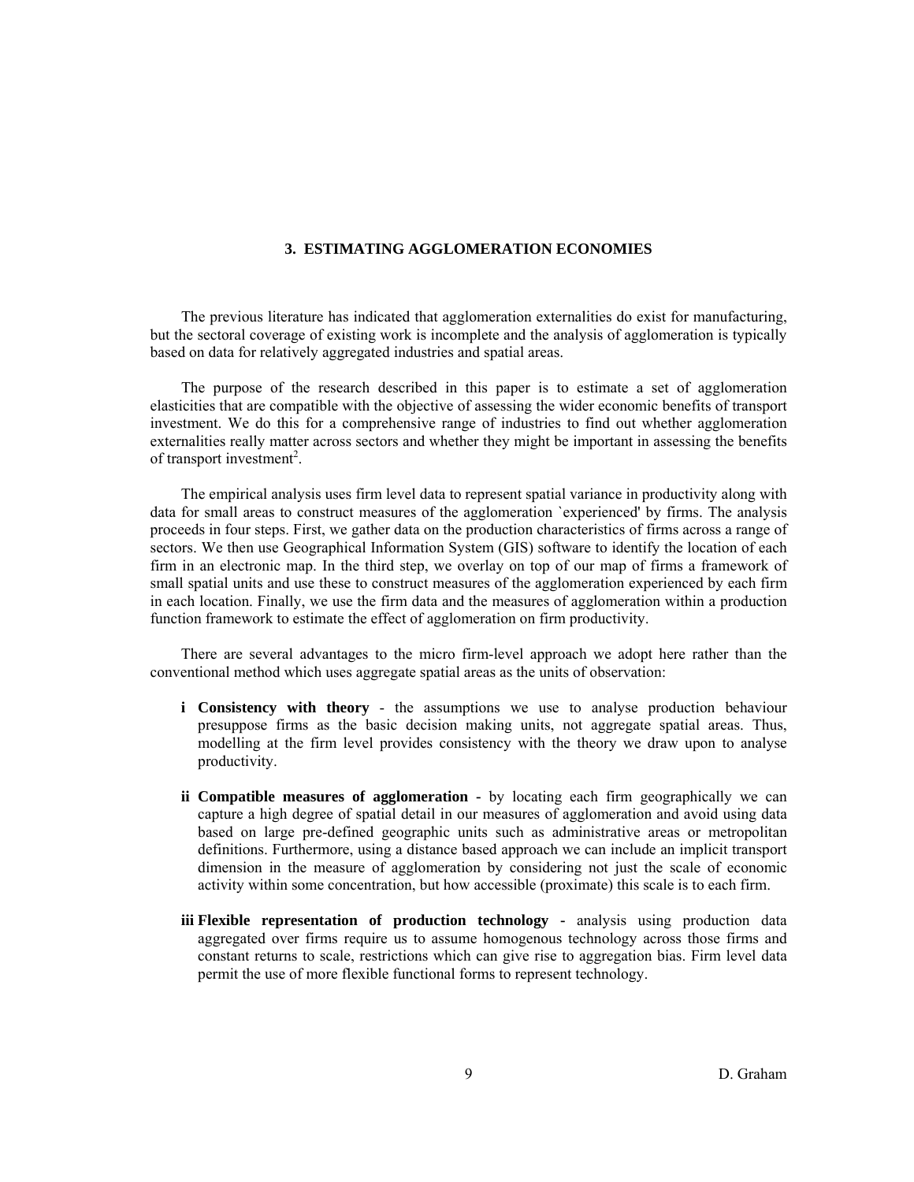## 3. ESTIMATING AGGLOMERATION ECONOMIES

The previous literature has indicated that agglomeration externalities do exist for manufacturing, but the sectoral coverage of existing work is incomplete and the analysis of agglomeration is typically based on data for relatively aggregated industries and spatial areas.

The purpose of the research described in this paper is to estimate a set of agglomeration elasticities that are compatible with the objective of assessing the wider economic benefits of transport investment. We do this for a comprehensive range of industries to find out whether agglomeration externalities really matter across sectors and whether they might be important in assessing the benefits of transport investment[2].

The empirical analysis uses firm level data to represent spatial variance in productivity along with data for small areas to construct measures of the agglomeration `experienced' by firms. The analysis proceeds in four steps. First, we gather data on the production characteristics of firms across a range of sectors. We then use Geographical Information System (GIS) software to identify the location of each firm in an electronic map. In the third step, we overlay on top of our map of firms a framework of small spatial units and use these to construct measures of the agglomeration experienced by each firm in each location. Finally, we use the firm data and the measures of agglomeration within a production function framework to estimate the effect of agglomeration on firm productivity.

There are several advantages to the micro firm-level approach we adopt here rather than the conventional method which uses aggregate spatial areas as the units of observation:

- **i Consistency with theory** - the assumptions we use to analyse production behaviour presuppose firms as the basic decision making units, not aggregate spatial areas. Thus, modelling at the firm level provides consistency with the theory we draw upon to analyse productivity.

- **ii Compatible measures of agglomeration -** by locating each firm geographically we can capture a high degree of spatial detail in our measures of agglomeration and avoid using data based on large pre-defined geographic units such as administrative areas or metropolitan definitions. Furthermore, using a distance based approach we can include an implicit transport dimension in the measure of agglomeration by considering not just the scale of economic activity within some concentration, but how accessible (proximate) this scale is to each firm.

- **iii Flexible representation of production technology** - analysis using production data aggregated over firms require us to assume homogenous technology across those firms and constant returns to scale, restrictions which can give rise to aggregation bias. Firm level data permit the use of more flexible functional forms to represent technology.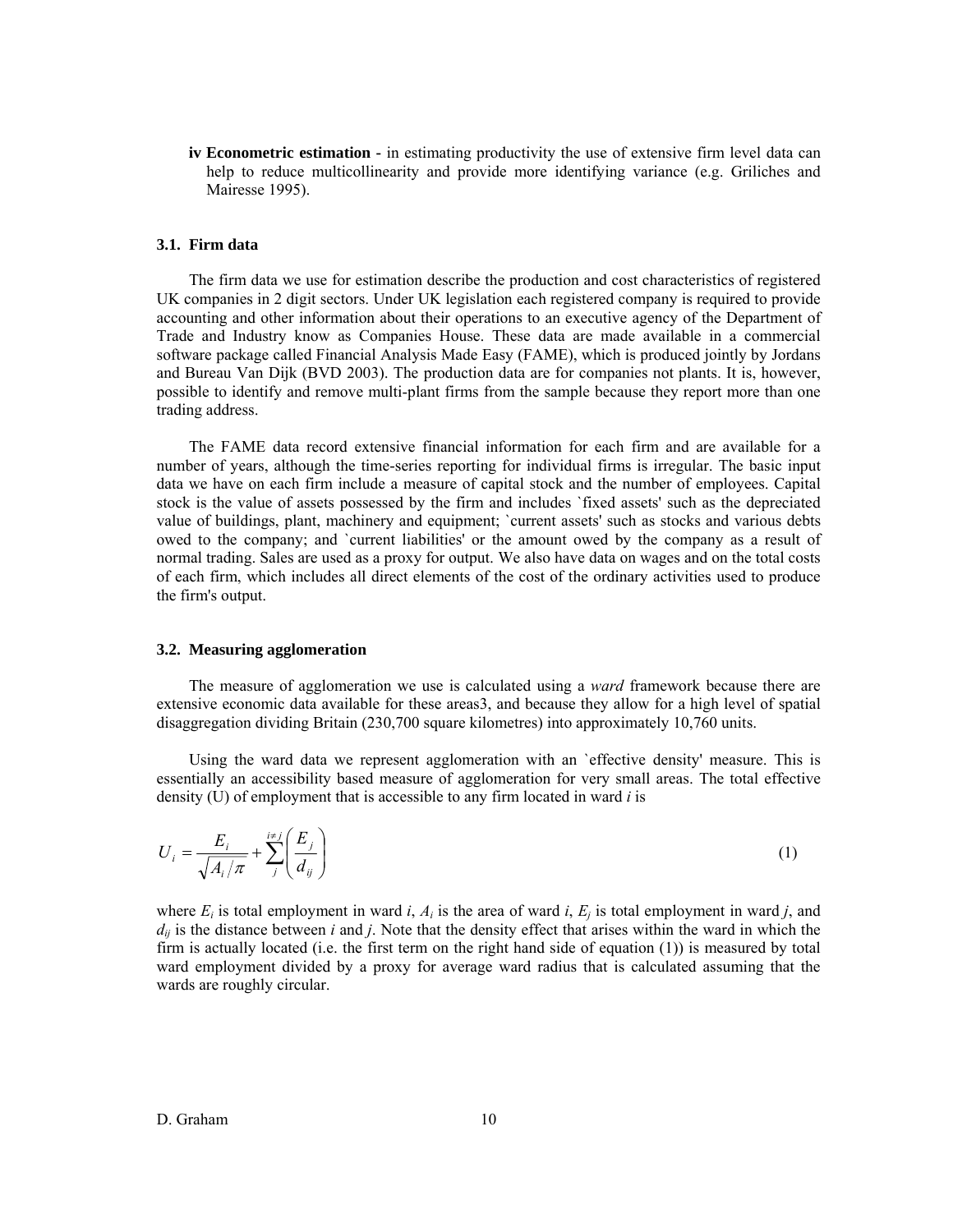**iv Econometric estimation** - in estimating productivity the use of extensive firm level data can help to reduce multicollinearity and provide more identifying variance (e.g. Griliches and Mairesse 1995).

### 3.1. Firm data

The firm data we use for estimation describe the production and cost characteristics of registered UK companies in 2 digit sectors. Under UK legislation each registered company is required to provide accounting and other information about their operations to an executive agency of the Department of Trade and Industry know as Companies House. These data are made available in a commercial software package called Financial Analysis Made Easy (FAME), which is produced jointly by Jordans and Bureau Van Dijk (BVD 2003). The production data are for companies not plants. It is, however, possible to identify and remove multi-plant firms from the sample because they report more than one trading address.

The FAME data record extensive financial information for each firm and are available for a number of years, although the time-series reporting for individual firms is irregular. The basic input data we have on each firm include a measure of capital stock and the number of employees. Capital stock is the value of assets possessed by the firm and includes `fixed assets' such as the depreciated value of buildings, plant, machinery and equipment; `current assets' such as stocks and various debts owed to the company; and `current liabilities' or the amount owed by the company as a result of normal trading. Sales are used as a proxy for output. We also have data on wages and on the total costs of each firm, which includes all direct elements of the cost of the ordinary activities used to produce the firm's output.

### 3.2. Measuring agglomeration

The measure of agglomeration we use is calculated using a *ward* framework because there are extensive economic data available for these areas3, and because they allow for a high level of spatial disaggregation dividing Britain (230,700 square kilometres) into approximately 10,760 units.

Using the ward data we represent agglomeration with an `effective density' measure. This is essentially an accessibility based measure of agglomeration for very small areas. The total effective density (U) of employment that is accessible to any firm located in ward *i* is

$$U_i = \frac{E_i}{\sqrt{A_i / \pi}} + \sum_{j}^{i \neq j} \left( \frac{E_j}{d_{ij}} \right) \tag{1}$$

where $E_i$ is total employment in ward *i*, $A_i$ is the area of ward *i*, $E_j$ is total employment in ward *j*, and $d_{ij}$ is the distance between *i* and *j*. Note that the density effect that arises within the ward in which the firm is actually located (i.e. the first term on the right hand side of equation (1)) is measured by total ward employment divided by a proxy for average ward radius that is calculated assuming that the wards are roughly circular.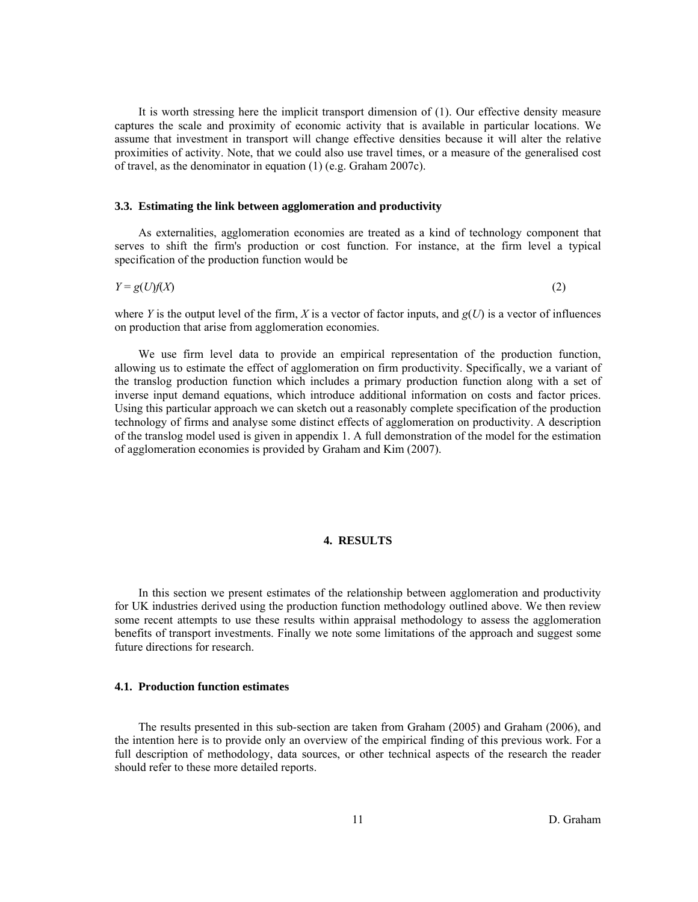It is worth stressing here the implicit transport dimension of (1). Our effective density measure captures the scale and proximity of economic activity that is available in particular locations. We assume that investment in transport will change effective densities because it will alter the relative proximities of activity. Note, that we could also use travel times, or a measure of the generalised cost of travel, as the denominator in equation (1) (e.g. Graham 2007c).

### 3.3. Estimating the link between agglomeration and productivity

As externalities, agglomeration economies are treated as a kind of technology component that serves to shift the firm's production or cost function. For instance, at the firm level a typical specification of the production function would be

$$Y = g(U)f(X) \tag{2}$$

where $Y$ is the output level of the firm, $X$ is a vector of factor inputs, and $g(U)$ is a vector of influences on production that arise from agglomeration economies.

We use firm level data to provide an empirical representation of the production function, allowing us to estimate the effect of agglomeration on firm productivity. Specifically, we a variant of the translog production function which includes a primary production function along with a set of inverse input demand equations, which introduce additional information on costs and factor prices. Using this particular approach we can sketch out a reasonably complete specification of the production technology of firms and analyse some distinct effects of agglomeration on productivity. A description of the translog model used is given in appendix 1. A full demonstration of the model for the estimation of agglomeration economies is provided by Graham and Kim (2007).

## 4. RESULTS

In this section we present estimates of the relationship between agglomeration and productivity for UK industries derived using the production function methodology outlined above. We then review some recent attempts to use these results within appraisal methodology to assess the agglomeration benefits of transport investments. Finally we note some limitations of the approach and suggest some future directions for research.

### 4.1. Production function estimates

The results presented in this sub-section are taken from Graham (2005) and Graham (2006), and the intention here is to provide only an overview of the empirical finding of this previous work. For a full description of methodology, data sources, or other technical aspects of the research the reader should refer to these more detailed reports.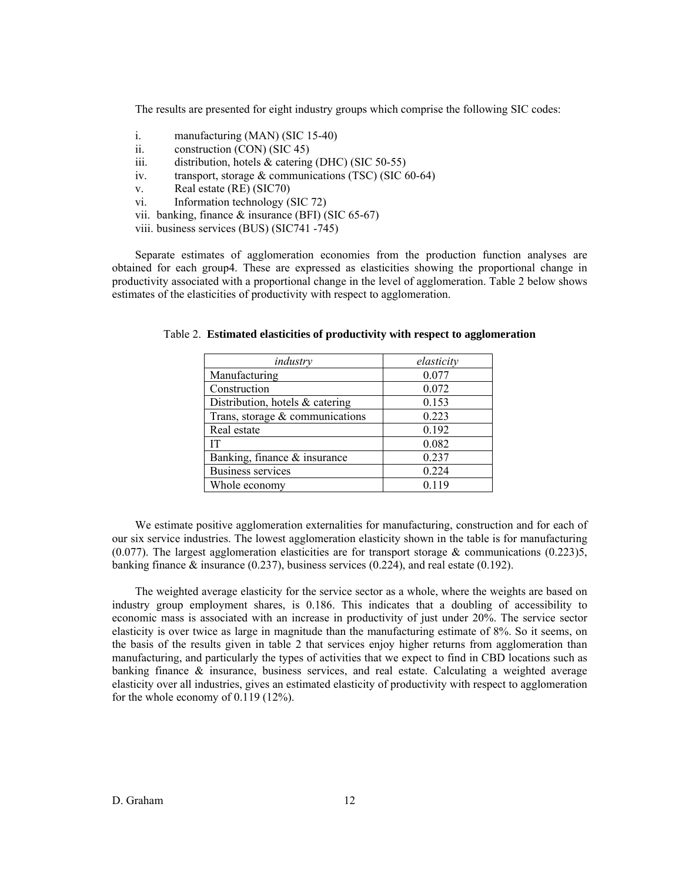The results are presented for eight industry groups which comprise the following SIC codes:

i. manufacturing (MAN) (SIC 15-40)
ii. construction (CON) (SIC 45)
iii. distribution, hotels & catering (DHC) (SIC 50-55)
iv. transport, storage & communications (TSC) (SIC 60-64)
v. Real estate (RE) (SIC70)
vi. Information technology (SIC 72)
vii. banking, finance & insurance (BFI) (SIC 65-67)
viii. business services (BUS) (SIC741 -745)

Separate estimates of agglomeration economies from the production function analyses are obtained for each group[4]. These are expressed as elasticities showing the proportional change in productivity associated with a proportional change in the level of agglomeration. Table 2 below shows estimates of the elasticities of productivity with respect to agglomeration.

Table 2. **Estimated elasticities of productivity with respect to agglomeration**

| *industry* | *elasticity* |
|---|---|
| Manufacturing | 0.077 |
| Construction | 0.072 |
| Distribution, hotels & catering | 0.153 |
| Trans, storage & communications | 0.223 |
| Real estate | 0.192 |
| IT | 0.082 |
| Banking, finance & insurance | 0.237 |
| Business services | 0.224 |
| Whole economy | 0.119 |

We estimate positive agglomeration externalities for manufacturing, construction and for each of our six service industries. The lowest agglomeration elasticity shown in the table is for manufacturing (0.077). The largest agglomeration elasticities are for transport storage & communications (0.223)[5], banking finance & insurance (0.237), business services (0.224), and real estate (0.192).

The weighted average elasticity for the service sector as a whole, where the weights are based on industry group employment shares, is 0.186. This indicates that a doubling of accessibility to economic mass is associated with an increase in productivity of just under 20%. The service sector elasticity is over twice as large in magnitude than the manufacturing estimate of 8%. So it seems, on the basis of the results given in table 2 that services enjoy higher returns from agglomeration than manufacturing, and particularly the types of activities that we expect to find in CBD locations such as banking finance & insurance, business services, and real estate. Calculating a weighted average elasticity over all industries, gives an estimated elasticity of productivity with respect to agglomeration for the whole economy of 0.119 (12%).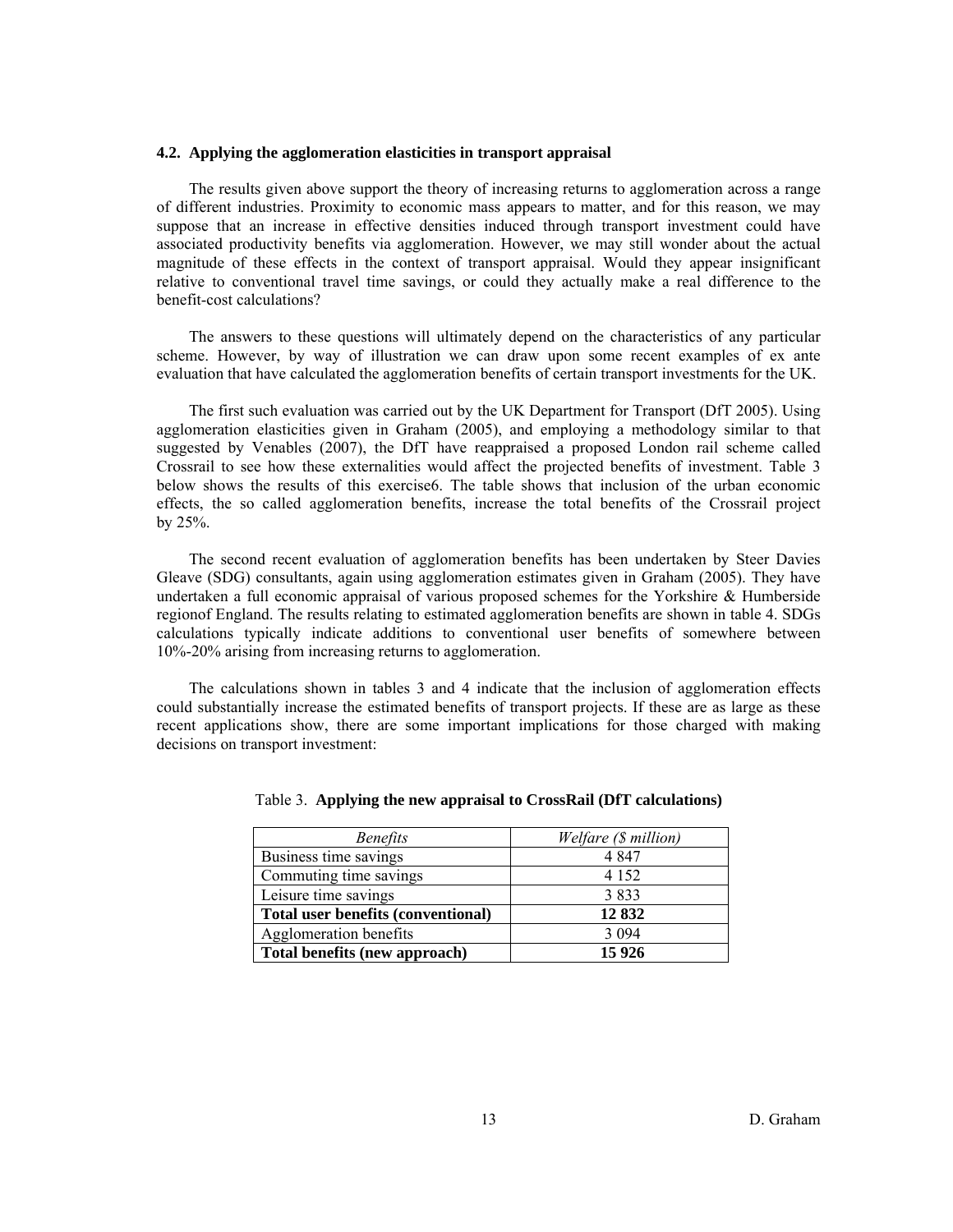### 4.2. Applying the agglomeration elasticities in transport appraisal

The results given above support the theory of increasing returns to agglomeration across a range of different industries. Proximity to economic mass appears to matter, and for this reason, we may suppose that an increase in effective densities induced through transport investment could have associated productivity benefits via agglomeration. However, we may still wonder about the actual magnitude of these effects in the context of transport appraisal. Would they appear insignificant relative to conventional travel time savings, or could they actually make a real difference to the benefit-cost calculations?

The answers to these questions will ultimately depend on the characteristics of any particular scheme. However, by way of illustration we can draw upon some recent examples of ex ante evaluation that have calculated the agglomeration benefits of certain transport investments for the UK.

The first such evaluation was carried out by the UK Department for Transport (DfT 2005). Using agglomeration elasticities given in Graham (2005), and employing a methodology similar to that suggested by Venables (2007), the DfT have reappraised a proposed London rail scheme called Crossrail to see how these externalities would affect the projected benefits of investment. Table 3 below shows the results of this exercise6. The table shows that inclusion of the urban economic effects, the so called agglomeration benefits, increase the total benefits of the Crossrail project by 25%.

The second recent evaluation of agglomeration benefits has been undertaken by Steer Davies Gleave (SDG) consultants, again using agglomeration estimates given in Graham (2005). They have undertaken a full economic appraisal of various proposed schemes for the Yorkshire & Humberside regionof England. The results relating to estimated agglomeration benefits are shown in table 4. SDGs calculations typically indicate additions to conventional user benefits of somewhere between 10%-20% arising from increasing returns to agglomeration.

The calculations shown in tables 3 and 4 indicate that the inclusion of agglomeration effects could substantially increase the estimated benefits of transport projects. If these are as large as these recent applications show, there are some important implications for those charged with making decisions on transport investment:

Table 3. **Applying the new appraisal to CrossRail (DfT calculations)**

| *Benefits* | *Welfare ($ million)* |
|---|---|
| Business time savings | 4 847 |
| Commuting time savings | 4 152 |
| Leisure time savings | 3 833 |
| **Total user benefits (conventional)** | **12 832** |
| Agglomeration benefits | 3 094 |
| **Total benefits (new approach)** | **15 926** |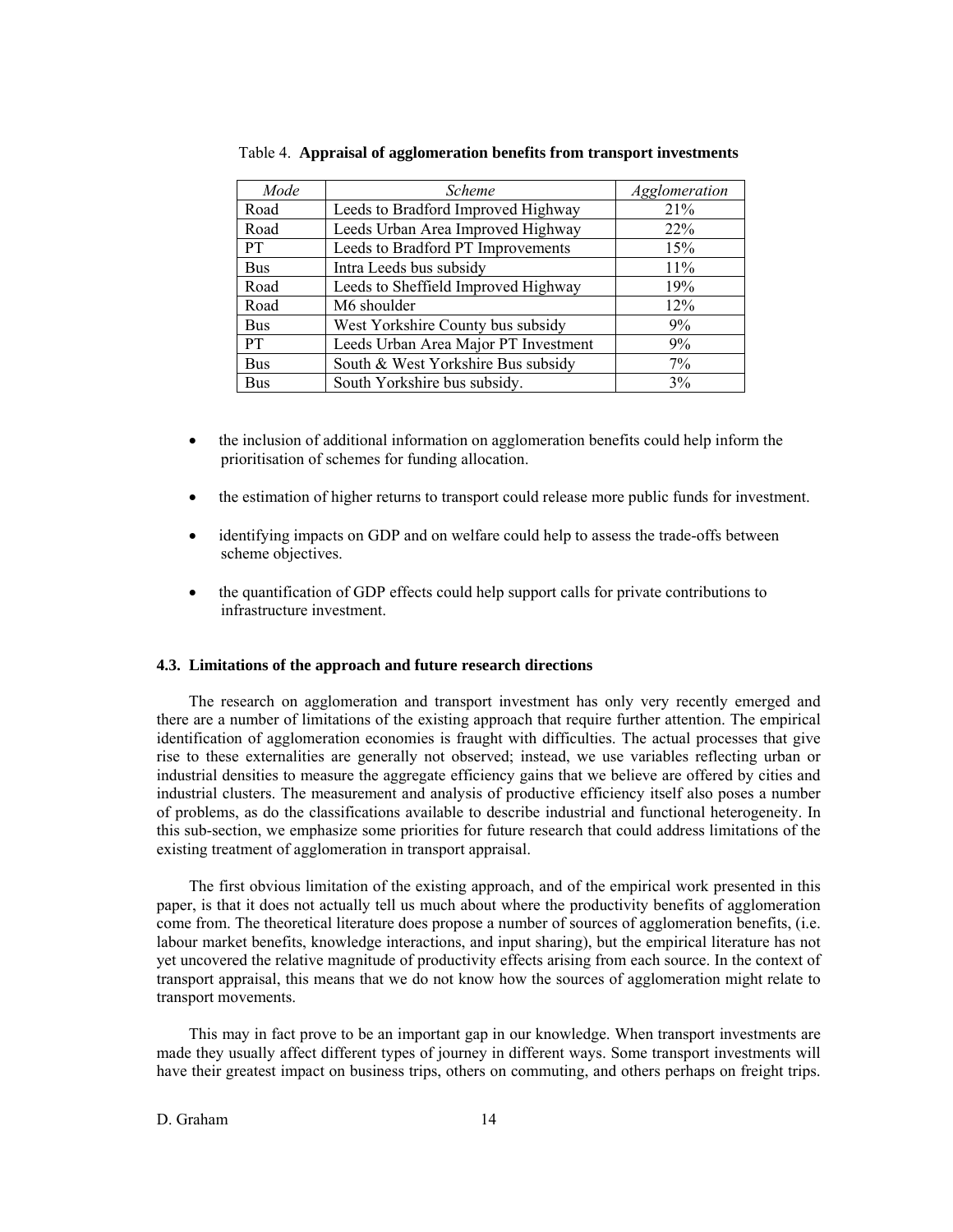Table 4. **Appraisal of agglomeration benefits from transport investments**

| *Mode* | *Scheme* | *Agglomeration* |
|---|---|---|
| Road | Leeds to Bradford Improved Highway | 21% |
| Road | Leeds Urban Area Improved Highway | 22% |
| PT | Leeds to Bradford PT Improvements | 15% |
| Bus | Intra Leeds bus subsidy | 11% |
| Road | Leeds to Sheffield Improved Highway | 19% |
| Road | M6 shoulder | 12% |
| Bus | West Yorkshire County bus subsidy | 9% |
| PT | Leeds Urban Area Major PT Investment | 9% |
| Bus | South & West Yorkshire Bus subsidy | 7% |
| Bus | South Yorkshire bus subsidy. | 3% |

- the inclusion of additional information on agglomeration benefits could help inform the prioritisation of schemes for funding allocation.

- the estimation of higher returns to transport could release more public funds for investment.

- identifying impacts on GDP and on welfare could help to assess the trade-offs between scheme objectives.

- the quantification of GDP effects could help support calls for private contributions to infrastructure investment.

### 4.3. Limitations of the approach and future research directions

The research on agglomeration and transport investment has only very recently emerged and there are a number of limitations of the existing approach that require further attention. The empirical identification of agglomeration economies is fraught with difficulties. The actual processes that give rise to these externalities are generally not observed; instead, we use variables reflecting urban or industrial densities to measure the aggregate efficiency gains that we believe are offered by cities and industrial clusters. The measurement and analysis of productive efficiency itself also poses a number of problems, as do the classifications available to describe industrial and functional heterogeneity. In this sub-section, we emphasize some priorities for future research that could address limitations of the existing treatment of agglomeration in transport appraisal.

The first obvious limitation of the existing approach, and of the empirical work presented in this paper, is that it does not actually tell us much about where the productivity benefits of agglomeration come from. The theoretical literature does propose a number of sources of agglomeration benefits, (i.e. labour market benefits, knowledge interactions, and input sharing), but the empirical literature has not yet uncovered the relative magnitude of productivity effects arising from each source. In the context of transport appraisal, this means that we do not know how the sources of agglomeration might relate to transport movements.

This may in fact prove to be an important gap in our knowledge. When transport investments are made they usually affect different types of journey in different ways. Some transport investments will have their greatest impact on business trips, others on commuting, and others perhaps on freight trips.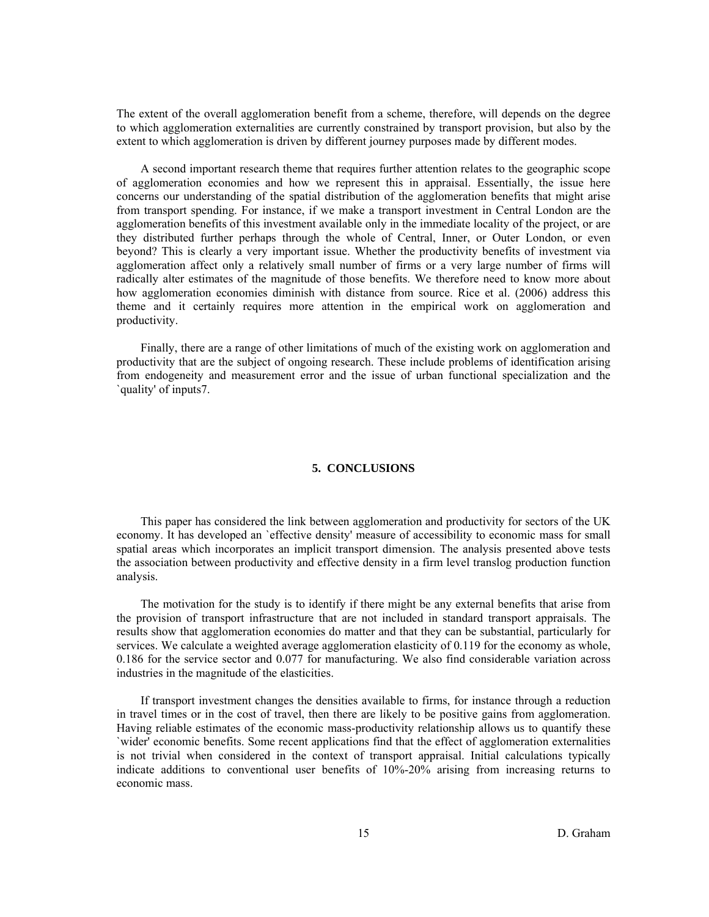The extent of the overall agglomeration benefit from a scheme, therefore, will depends on the degree to which agglomeration externalities are currently constrained by transport provision, but also by the extent to which agglomeration is driven by different journey purposes made by different modes.

A second important research theme that requires further attention relates to the geographic scope of agglomeration economies and how we represent this in appraisal. Essentially, the issue here concerns our understanding of the spatial distribution of the agglomeration benefits that might arise from transport spending. For instance, if we make a transport investment in Central London are the agglomeration benefits of this investment available only in the immediate locality of the project, or are they distributed further perhaps through the whole of Central, Inner, or Outer London, or even beyond? This is clearly a very important issue. Whether the productivity benefits of investment via agglomeration affect only a relatively small number of firms or a very large number of firms will radically alter estimates of the magnitude of those benefits. We therefore need to know more about how agglomeration economies diminish with distance from source. Rice et al. (2006) address this theme and it certainly requires more attention in the empirical work on agglomeration and productivity.

Finally, there are a range of other limitations of much of the existing work on agglomeration and productivity that are the subject of ongoing research. These include problems of identification arising from endogeneity and measurement error and the issue of urban functional specialization and the `quality' of inputs[7].

## 5. CONCLUSIONS

This paper has considered the link between agglomeration and productivity for sectors of the UK economy. It has developed an `effective density' measure of accessibility to economic mass for small spatial areas which incorporates an implicit transport dimension. The analysis presented above tests the association between productivity and effective density in a firm level translog production function analysis.

The motivation for the study is to identify if there might be any external benefits that arise from the provision of transport infrastructure that are not included in standard transport appraisals. The results show that agglomeration economies do matter and that they can be substantial, particularly for services. We calculate a weighted average agglomeration elasticity of 0.119 for the economy as whole, 0.186 for the service sector and 0.077 for manufacturing. We also find considerable variation across industries in the magnitude of the elasticities.

If transport investment changes the densities available to firms, for instance through a reduction in travel times or in the cost of travel, then there are likely to be positive gains from agglomeration. Having reliable estimates of the economic mass-productivity relationship allows us to quantify these `wider' economic benefits. Some recent applications find that the effect of agglomeration externalities is not trivial when considered in the context of transport appraisal. Initial calculations typically indicate additions to conventional user benefits of 10%-20% arising from increasing returns to economic mass.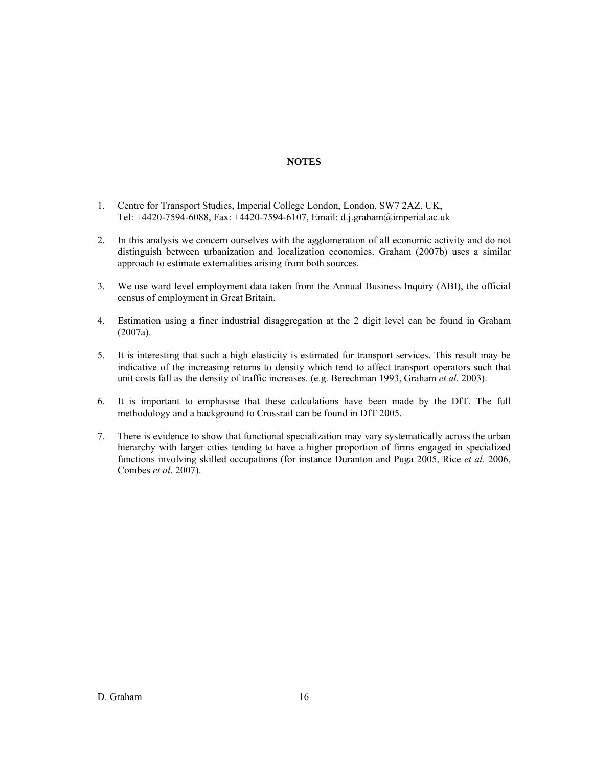## NOTES

1. Centre for Transport Studies, Imperial College London, London, SW7 2AZ, UK, Tel: +4420-7594-6088, Fax: +4420-7594-6107, Email: d.j.graham@imperial.ac.uk

2. In this analysis we concern ourselves with the agglomeration of all economic activity and do not distinguish between urbanization and localization economies. Graham (2007b) uses a similar approach to estimate externalities arising from both sources.

3. We use ward level employment data taken from the Annual Business Inquiry (ABI), the official census of employment in Great Britain.

4. Estimation using a finer industrial disaggregation at the 2 digit level can be found in Graham (2007a).

5. It is interesting that such a high elasticity is estimated for transport services. This result may be indicative of the increasing returns to density which tend to affect transport operators such that unit costs fall as the density of traffic increases. (e.g. Berechman 1993, Graham *et al*. 2003).

6. It is important to emphasise that these calculations have been made by the DfT. The full methodology and a background to Crossrail can be found in DfT 2005.

7. There is evidence to show that functional specialization may vary systematically across the urban hierarchy with larger cities tending to have a higher proportion of firms engaged in specialized functions involving skilled occupations (for instance Duranton and Puga 2005, Rice *et al*. 2006, Combes *et al*. 2007).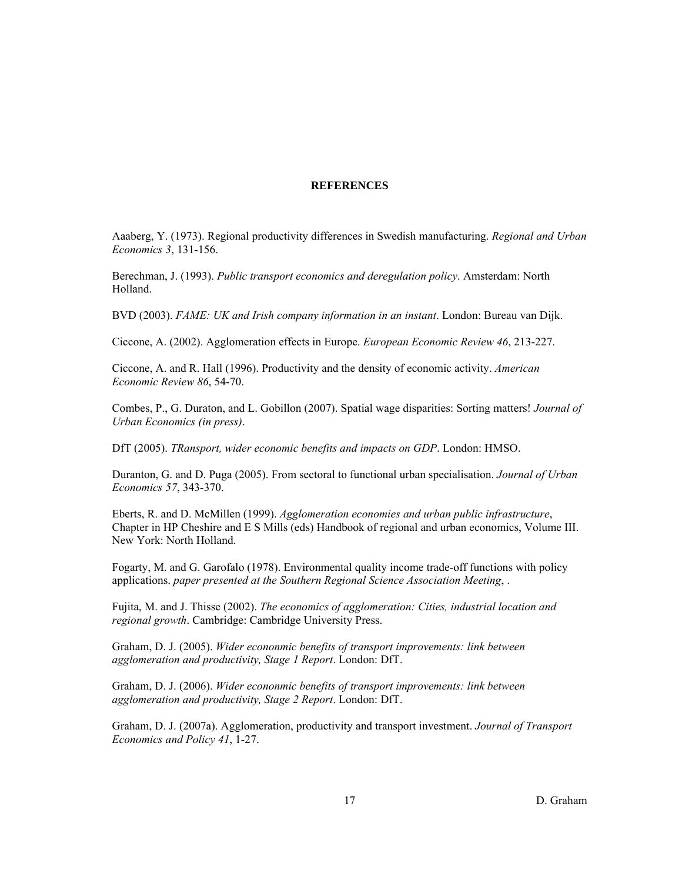**REFERENCES**

Aaaberg, Y. (1973). Regional productivity differences in Swedish manufacturing. *Regional and Urban Economics 3*, 131-156.

Berechman, J. (1993). *Public transport economics and deregulation policy*. Amsterdam: North Holland.

BVD (2003). *FAME: UK and Irish company information in an instant*. London: Bureau van Dijk.

Ciccone, A. (2002). Agglomeration effects in Europe. *European Economic Review 46*, 213-227.

Ciccone, A. and R. Hall (1996). Productivity and the density of economic activity. *American Economic Review 86*, 54-70.

Combes, P., G. Duraton, and L. Gobillon (2007). Spatial wage disparities: Sorting matters! *Journal of Urban Economics (in press)*.

DfT (2005). *TRansport, wider economic benefits and impacts on GDP*. London: HMSO.

Duranton, G. and D. Puga (2005). From sectoral to functional urban specialisation. *Journal of Urban Economics 57*, 343-370.

Eberts, R. and D. McMillen (1999). *Agglomeration economies and urban public infrastructure*, Chapter in HP Cheshire and E S Mills (eds) Handbook of regional and urban economics, Volume III. New York: North Holland.

Fogarty, M. and G. Garofalo (1978). Environmental quality income trade-off functions with policy applications. *paper presented at the Southern Regional Science Association Meeting*, .

Fujita, M. and J. Thisse (2002). *The economics of agglomeration: Cities, industrial location and regional growth*. Cambridge: Cambridge University Press.

Graham, D. J. (2005). *Wider econonmic benefits of transport improvements: link between agglomeration and productivity, Stage 1 Report*. London: DfT.

Graham, D. J. (2006). *Wider econonmic benefits of transport improvements: link between agglomeration and productivity, Stage 2 Report*. London: DfT.

Graham, D. J. (2007a). Agglomeration, productivity and transport investment. *Journal of Transport Economics and Policy 41*, 1-27.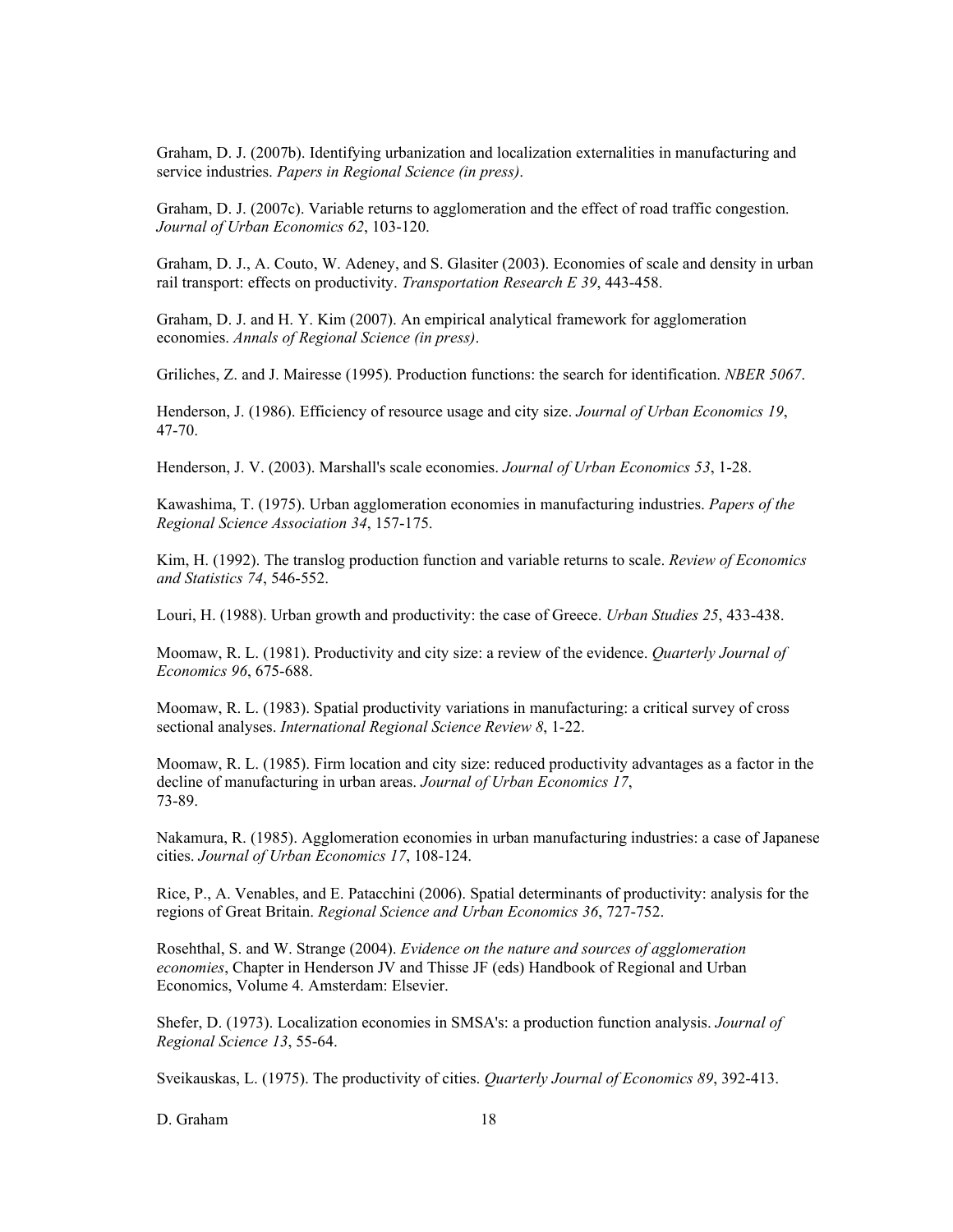Graham, D. J. (2007b). Identifying urbanization and localization externalities in manufacturing and service industries. *Papers in Regional Science (in press)*.

Graham, D. J. (2007c). Variable returns to agglomeration and the effect of road traffic congestion. *Journal of Urban Economics 62*, 103-120.

Graham, D. J., A. Couto, W. Adeney, and S. Glasiter (2003). Economies of scale and density in urban rail transport: effects on productivity. *Transportation Research E 39*, 443-458.

Graham, D. J. and H. Y. Kim (2007). An empirical analytical framework for agglomeration economies. *Annals of Regional Science (in press)*.

Griliches, Z. and J. Mairesse (1995). Production functions: the search for identification. *NBER 5067*.

Henderson, J. (1986). Efficiency of resource usage and city size. *Journal of Urban Economics 19*, 47-70.

Henderson, J. V. (2003). Marshall's scale economies. *Journal of Urban Economics 53*, 1-28.

Kawashima, T. (1975). Urban agglomeration economies in manufacturing industries. *Papers of the Regional Science Association 34*, 157-175.

Kim, H. (1992). The translog production function and variable returns to scale. *Review of Economics and Statistics 74*, 546-552.

Louri, H. (1988). Urban growth and productivity: the case of Greece. *Urban Studies 25*, 433-438.

Moomaw, R. L. (1981). Productivity and city size: a review of the evidence. *Quarterly Journal of Economics 96*, 675-688.

Moomaw, R. L. (1983). Spatial productivity variations in manufacturing: a critical survey of cross sectional analyses. *International Regional Science Review 8*, 1-22.

Moomaw, R. L. (1985). Firm location and city size: reduced productivity advantages as a factor in the decline of manufacturing in urban areas. *Journal of Urban Economics 17*, 73-89.

Nakamura, R. (1985). Agglomeration economies in urban manufacturing industries: a case of Japanese cities. *Journal of Urban Economics 17*, 108-124.

Rice, P., A. Venables, and E. Patacchini (2006). Spatial determinants of productivity: analysis for the regions of Great Britain. *Regional Science and Urban Economics 36*, 727-752.

Rosehthal, S. and W. Strange (2004). *Evidence on the nature and sources of agglomeration economies*, Chapter in Henderson JV and Thisse JF (eds) Handbook of Regional and Urban Economics, Volume 4. Amsterdam: Elsevier.

Shefer, D. (1973). Localization economies in SMSA's: a production function analysis. *Journal of Regional Science 13*, 55-64.

Sveikauskas, L. (1975). The productivity of cities. *Quarterly Journal of Economics 89*, 392-413.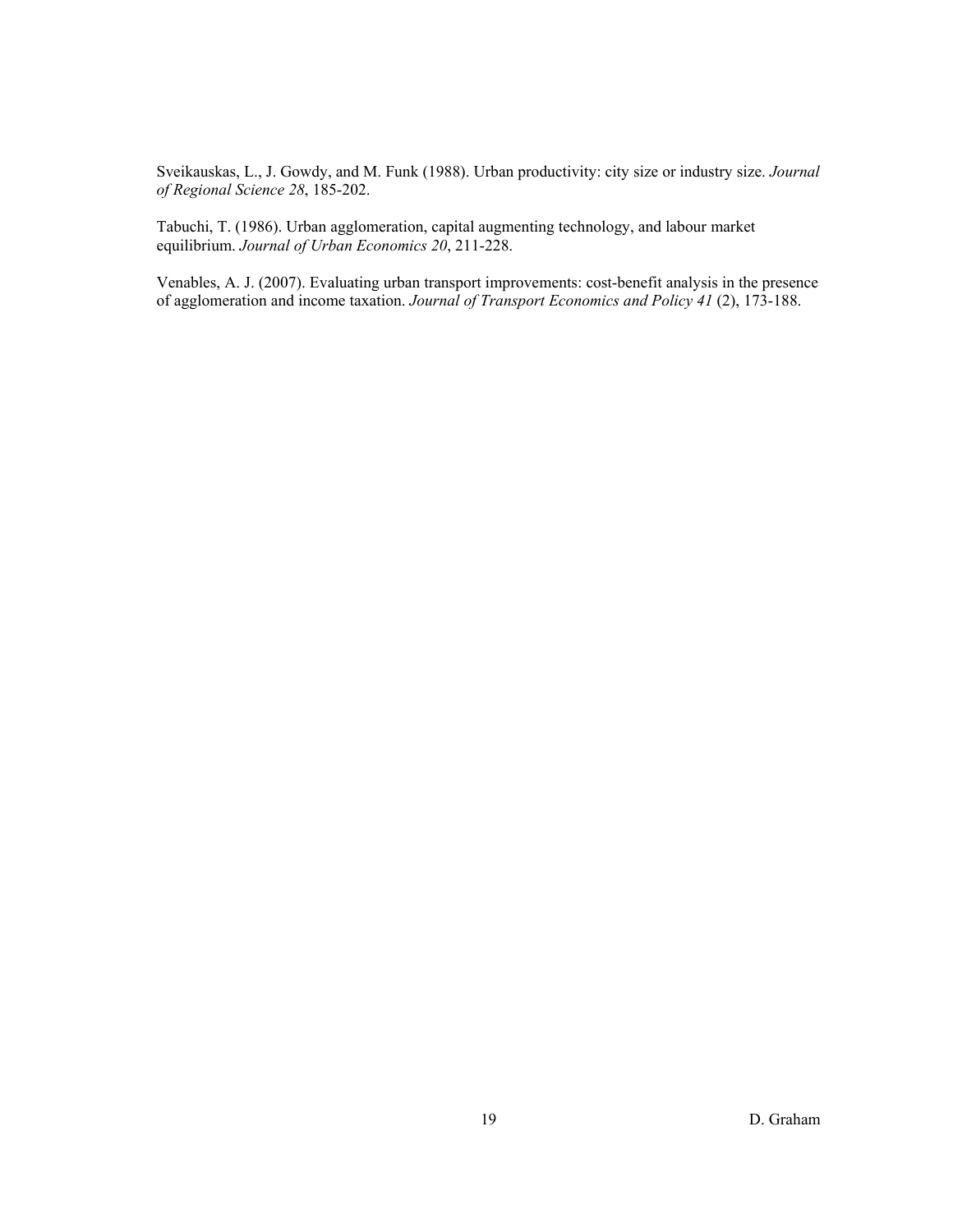Sveikauskas, L., J. Gowdy, and M. Funk (1988). Urban productivity: city size or industry size. *Journal of Regional Science 28*, 185-202.

Tabuchi, T. (1986). Urban agglomeration, capital augmenting technology, and labour market equilibrium. *Journal of Urban Economics 20*, 211-228.

Venables, A. J. (2007). Evaluating urban transport improvements: cost-benefit analysis in the presence of agglomeration and income taxation. *Journal of Transport Economics and Policy 41* (2), 173-188.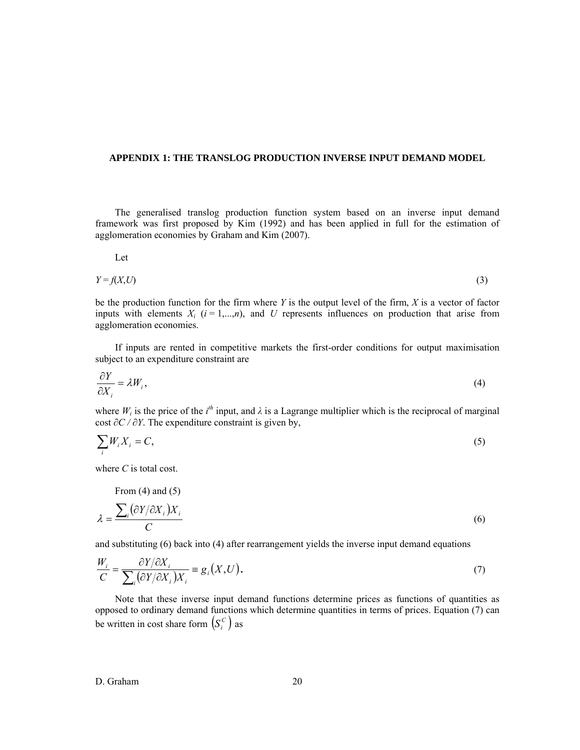## APPENDIX 1: THE TRANSLOG PRODUCTION INVERSE INPUT DEMAND MODEL

The generalised translog production function system based on an inverse input demand framework was first proposed by Kim (1992) and has been applied in full for the estimation of agglomeration economies by Graham and Kim (2007).

Let

$$Y = f(X,U) \tag{3}$$

be the production function for the firm where $Y$ is the output level of the firm, $X$ is a vector of factor inputs with elements $X_i$ ($i = 1,...,n$), and $U$ represents influences on production that arise from agglomeration economies.

If inputs are rented in competitive markets the first-order conditions for output maximisation subject to an expenditure constraint are

$$\frac{\partial Y}{\partial X_i} = \lambda W_i, \tag{4}$$

where $W_i$ is the price of the $i^{th}$ input, and $\lambda$ is a Lagrange multiplier which is the reciprocal of marginal cost $\partial C / \partial Y$. The expenditure constraint is given by,

$$\sum_i W_i X_i = C, \tag{5}$$

where $C$ is total cost.

From (4) and (5)

$$\lambda = \frac{\sum_i \left(\partial Y / \partial X_i\right) X_i}{C} \tag{6}$$

and substituting (6) back into (4) after rearrangement yields the inverse input demand equations

$$\frac{W_i}{C} = \frac{\partial Y / \partial X_i}{\sum_i \left(\partial Y / \partial X_i\right) X_i} \equiv g_i\left(X,U\right). \tag{7}$$

Note that these inverse input demand functions determine prices as functions of quantities as opposed to ordinary demand functions which determine quantities in terms of prices. Equation (7) can be written in cost share form $\left(S_i^C\right)$ as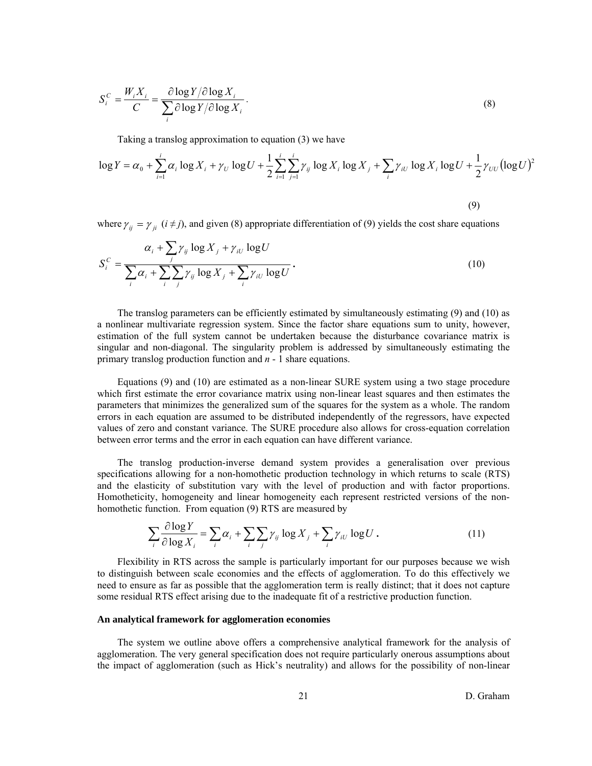$$S_i^C = \frac{W_i X_i}{C} = \frac{\partial \log Y / \partial \log X_i}{\sum_i \partial \log Y / \partial \log X_i}. \tag{8}$$

Taking a translog approximation to equation (3) we have

$$\log Y = \alpha_0 + \sum_{i=1}^{i} \alpha_i \log X_i + \gamma_U \log U + \frac{1}{2} \sum_{i=1}^{i} \sum_{j=1}^{i} \gamma_{ij} \log X_i \log X_j + \sum_i \gamma_{iU} \log X_i \log U + \frac{1}{2} \gamma_{UU} (\log U)^2 \tag{9}$$

where $\gamma_{ij} = \gamma_{ji}$ $(i \neq j)$, and given (8) appropriate differentiation of (9) yields the cost share equations

$$S_i^C = \frac{\alpha_i + \sum_j \gamma_{ij} \log X_j + \gamma_{iU} \log U}{\sum_i \alpha_i + \sum_i \sum_j \gamma_{ij} \log X_j + \sum_i \gamma_{iU} \log U}. \tag{10}$$

The translog parameters can be efficiently estimated by simultaneously estimating (9) and (10) as a nonlinear multivariate regression system. Since the factor share equations sum to unity, however, estimation of the full system cannot be undertaken because the disturbance covariance matrix is singular and non-diagonal. The singularity problem is addressed by simultaneously estimating the primary translog production function and *n* - 1 share equations.

Equations (9) and (10) are estimated as a non-linear SURE system using a two stage procedure which first estimate the error covariance matrix using non-linear least squares and then estimates the parameters that minimizes the generalized sum of the squares for the system as a whole. The random errors in each equation are assumed to be distributed independently of the regressors, have expected values of zero and constant variance. The SURE procedure also allows for cross-equation correlation between error terms and the error in each equation can have different variance.

The translog production-inverse demand system provides a generalisation over previous specifications allowing for a non-homothetic production technology in which returns to scale (RTS) and the elasticity of substitution vary with the level of production and with factor proportions. Homotheticity, homogeneity and linear homogeneity each represent restricted versions of the non-homothetic function. From equation (9) RTS are measured by

$$\sum_i \frac{\partial \log Y}{\partial \log X_i} = \sum_i \alpha_i + \sum_i \sum_j \gamma_{ij} \log X_j + \sum_i \gamma_{iU} \log U. \tag{11}$$

Flexibility in RTS across the sample is particularly important for our purposes because we wish to distinguish between scale economies and the effects of agglomeration. To do this effectively we need to ensure as far as possible that the agglomeration term is really distinct; that it does not capture some residual RTS effect arising due to the inadequate fit of a restrictive production function.

**An analytical framework for agglomeration economies**

The system we outline above offers a comprehensive analytical framework for the analysis of agglomeration. The very general specification does not require particularly onerous assumptions about the impact of agglomeration (such as Hick's neutrality) and allows for the possibility of non-linear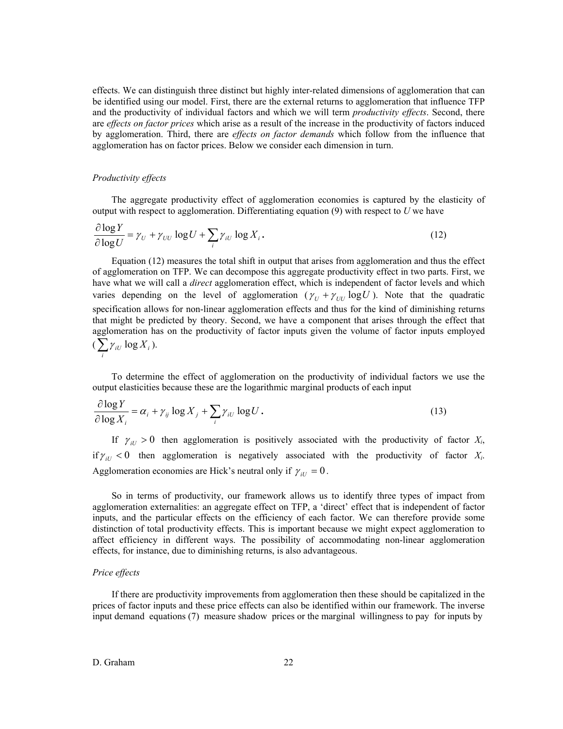effects. We can distinguish three distinct but highly inter-related dimensions of agglomeration that can be identified using our model. First, there are the external returns to agglomeration that influence TFP and the productivity of individual factors and which we will term *productivity effects*. Second, there are *effects on factor prices* which arise as a result of the increase in the productivity of factors induced by agglomeration. Third, there are *effects on factor demands* which follow from the influence that agglomeration has on factor prices. Below we consider each dimension in turn.

*Productivity effects*

The aggregate productivity effect of agglomeration economies is captured by the elasticity of output with respect to agglomeration. Differentiating equation (9) with respect to *U* we have

$$\frac{\partial \log Y}{\partial \log U} = \gamma_U + \gamma_{UU} \log U + \sum_i \gamma_{iU} \log X_i \,. \tag{12}$$

Equation (12) measures the total shift in output that arises from agglomeration and thus the effect of agglomeration on TFP. We can decompose this aggregate productivity effect in two parts. First, we have what we will call a *direct* agglomeration effect, which is independent of factor levels and which varies depending on the level of agglomeration ($\gamma_U + \gamma_{UU} \log U$). Note that the quadratic specification allows for non-linear agglomeration effects and thus for the kind of diminishing returns that might be predicted by theory. Second, we have a component that arises through the effect that agglomeration has on the productivity of factor inputs given the volume of factor inputs employed ($\sum_i \gamma_{iU} \log X_i$).

To determine the effect of agglomeration on the productivity of individual factors we use the output elasticities because these are the logarithmic marginal products of each input

$$\frac{\partial \log Y}{\partial \log X_i} = \alpha_i + \gamma_{ij} \log X_j + \sum_i \gamma_{iU} \log U \,. \tag{13}$$

If $\gamma_{iU} > 0$ then agglomeration is positively associated with the productivity of factor $X_i$, if $\gamma_{iU} < 0$ then agglomeration is negatively associated with the productivity of factor $X_i$. Agglomeration economies are Hick's neutral only if $\gamma_{iU} = 0$.

So in terms of productivity, our framework allows us to identify three types of impact from agglomeration externalities: an aggregate effect on TFP, a 'direct' effect that is independent of factor inputs, and the particular effects on the efficiency of each factor. We can therefore provide some distinction of total productivity effects. This is important because we might expect agglomeration to affect efficiency in different ways. The possibility of accommodating non-linear agglomeration effects, for instance, due to diminishing returns, is also advantageous.

*Price effects*

If there are productivity improvements from agglomeration then these should be capitalized in the prices of factor inputs and these price effects can also be identified within our framework. The inverse input demand equations (7) measure shadow prices or the marginal willingness to pay for inputs by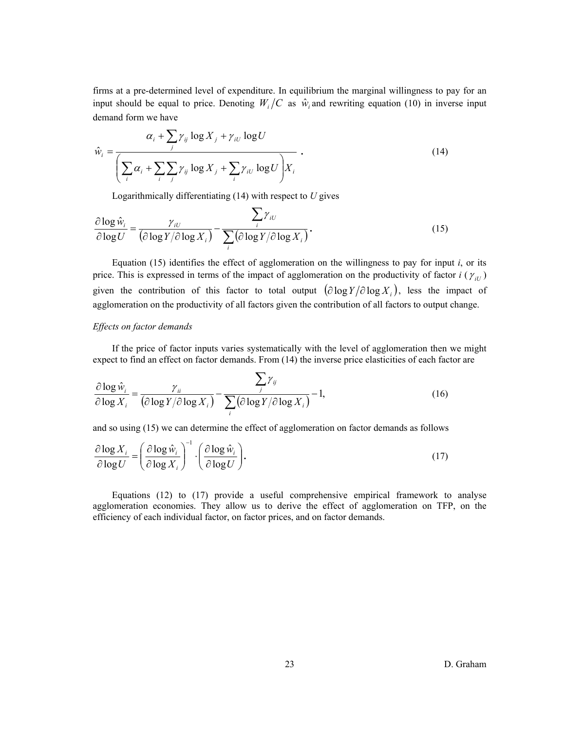firms at a pre-determined level of expenditure. In equilibrium the marginal willingness to pay for an input should be equal to price. Denoting $W_i/C$ as $\hat{w}_i$ and rewriting equation (10) in inverse input demand form we have

$$\hat{w}_i = \frac{\alpha_i + \sum_j \gamma_{ij} \log X_j + \gamma_{iU} \log U}{\left( \sum_i \alpha_i + \sum_i \sum_j \gamma_{ij} \log X_j + \sum_i \gamma_{iU} \log U \right) X_i} . \tag{14}$$

Logarithmically differentiating (14) with respect to $U$ gives

$$\frac{\partial \log \hat{w}_i}{\partial \log U} = \frac{\gamma_{iU}}{\left( \partial \log Y / \partial \log X_i \right)} - \frac{\sum_i \gamma_{iU}}{\sum_i \left( \partial \log Y / \partial \log X_i \right)} . \tag{15}$$

Equation (15) identifies the effect of agglomeration on the willingness to pay for input $i$, or its price. This is expressed in terms of the impact of agglomeration on the productivity of factor $i$ ($\gamma_{iU}$) given the contribution of this factor to total output $\left( \partial \log Y / \partial \log X_i \right)$, less the impact of agglomeration on the productivity of all factors given the contribution of all factors to output change.

*Effects on factor demands*

If the price of factor inputs varies systematically with the level of agglomeration then we might expect to find an effect on factor demands. From (14) the inverse price elasticities of each factor are

$$\frac{\partial \log \hat{w}_i}{\partial \log X_i} = \frac{\gamma_{ii}}{\left( \partial \log Y / \partial \log X_i \right)} - \frac{\sum_j \gamma_{ij}}{\sum_i \left( \partial \log Y / \partial \log X_i \right)} - 1, \tag{16}$$

and so using (15) we can determine the effect of agglomeration on factor demands as follows

$$\frac{\partial \log X_i}{\partial \log U} = \left( \frac{\partial \log \hat{w}_i}{\partial \log X_i} \right)^{-1} \cdot \left( \frac{\partial \log \hat{w}_i}{\partial \log U} \right). \tag{17}$$

Equations (12) to (17) provide a useful comprehensive empirical framework to analyse agglomeration economies. They allow us to derive the effect of agglomeration on TFP, on the efficiency of each individual factor, on factor prices, and on factor demands.